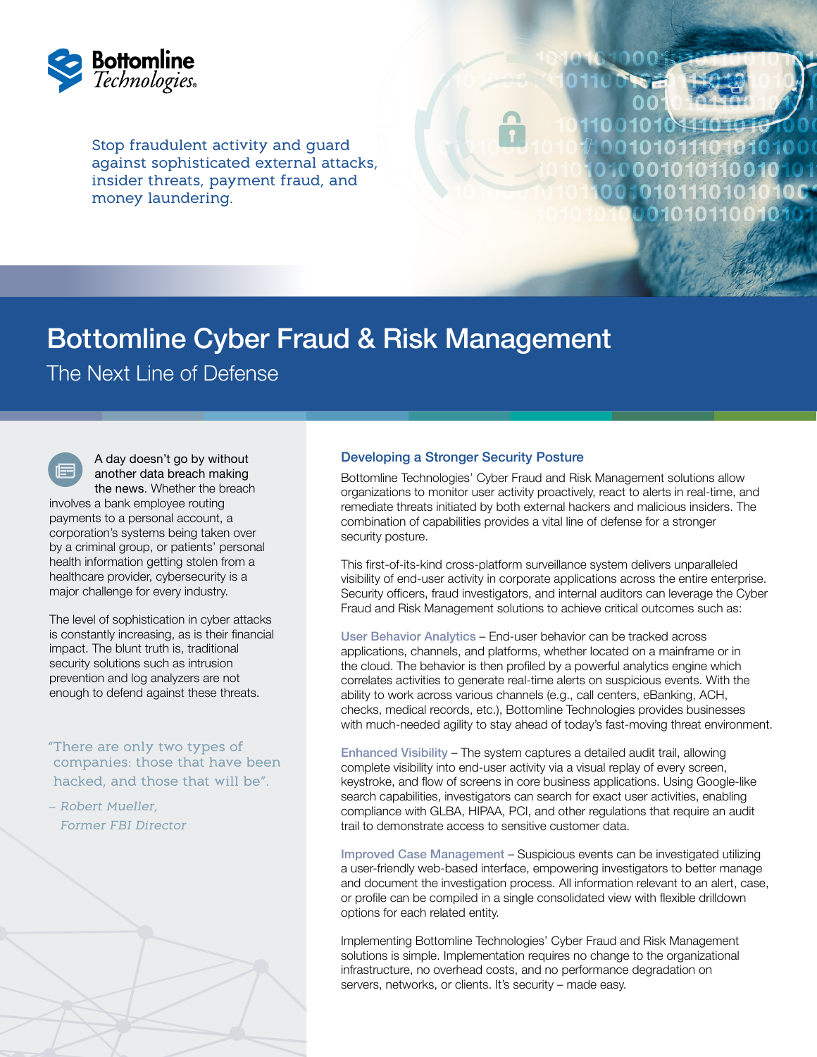Bottomline Technologies

Stop fraudulent activity and guard against sophisticated external attacks, insider threats, payment fraud, and money laundering.

# Bottomline Cyber Fraud & Risk Management

## The Next Line of Defense

A day doesn't go by without another data breach making the news. Whether the breach involves a bank employee routing payments to a personal account, a corporation's systems being taken over by a criminal group, or patients' personal health information getting stolen from a healthcare provider, cybersecurity is a major challenge for every industry.

The level of sophistication in cyber attacks is constantly increasing, as is their financial impact. The blunt truth is, traditional security solutions such as intrusion prevention and log analyzers are not enough to defend against these threats.

> *"There are only two types of companies: those that have been hacked, and those that will be".*
>
> *– Robert Mueller, Former FBI Director*

### Developing a Stronger Security Posture

Bottomline Technologies' Cyber Fraud and Risk Management solutions allow organizations to monitor user activity proactively, react to alerts in real-time, and remediate threats initiated by both external hackers and malicious insiders. The combination of capabilities provides a vital line of defense for a stronger security posture.

This first-of-its-kind cross-platform surveillance system delivers unparalleled visibility of end-user activity in corporate applications across the entire enterprise. Security officers, fraud investigators, and internal auditors can leverage the Cyber Fraud and Risk Management solutions to achieve critical outcomes such as:

**User Behavior Analytics** – End-user behavior can be tracked across applications, channels, and platforms, whether located on a mainframe or in the cloud. The behavior is then profiled by a powerful analytics engine which correlates activities to generate real-time alerts on suspicious events. With the ability to work across various channels (e.g., call centers, eBanking, ACH, checks, medical records, etc.), Bottomline Technologies provides businesses with much-needed agility to stay ahead of today's fast-moving threat environment.

**Enhanced Visibility** – The system captures a detailed audit trail, allowing complete visibility into end-user activity via a visual replay of every screen, keystroke, and flow of screens in core business applications. Using Google-like search capabilities, investigators can search for exact user activities, enabling compliance with GLBA, HIPAA, PCI, and other regulations that require an audit trail to demonstrate access to sensitive customer data.

**Improved Case Management** – Suspicious events can be investigated utilizing a user-friendly web-based interface, empowering investigators to better manage and document the investigation process. All information relevant to an alert, case, or profile can be compiled in a single consolidated view with flexible drilldown options for each related entity.

Implementing Bottomline Technologies' Cyber Fraud and Risk Management solutions is simple. Implementation requires no change to the organizational infrastructure, no overhead costs, and no performance degradation on servers, networks, or clients. It's security – made easy.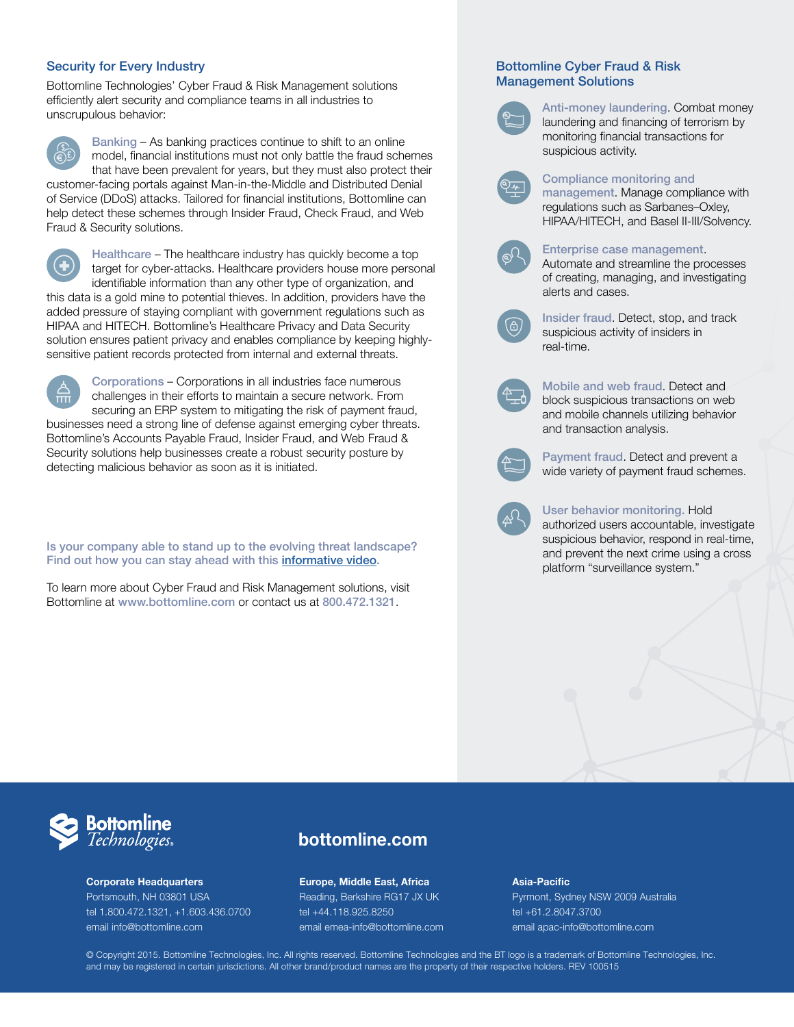## Security for Every Industry

Bottomline Technologies' Cyber Fraud & Risk Management solutions efficiently alert security and compliance teams in all industries to unscrupulous behavior:

**Banking** – As banking practices continue to shift to an online model, financial institutions must not only battle the fraud schemes that have been prevalent for years, but they must also protect their customer-facing portals against Man-in-the-Middle and Distributed Denial of Service (DDoS) attacks. Tailored for financial institutions, Bottomline can help detect these schemes through Insider Fraud, Check Fraud, and Web Fraud & Security solutions.

**Healthcare** – The healthcare industry has quickly become a top target for cyber-attacks. Healthcare providers house more personal identifiable information than any other type of organization, and this data is a gold mine to potential thieves. In addition, providers have the added pressure of staying compliant with government regulations such as HIPAA and HITECH. Bottomline's Healthcare Privacy and Data Security solution ensures patient privacy and enables compliance by keeping highly-sensitive patient records protected from internal and external threats.

**Corporations** – Corporations in all industries face numerous challenges in their efforts to maintain a secure network. From securing an ERP system to mitigating the risk of payment fraud, businesses need a strong line of defense against emerging cyber threats. Bottomline's Accounts Payable Fraud, Insider Fraud, and Web Fraud & Security solutions help businesses create a robust security posture by detecting malicious behavior as soon as it is initiated.

Is your company able to stand up to the evolving threat landscape? Find out how you can stay ahead with this informative video.

To learn more about Cyber Fraud and Risk Management solutions, visit Bottomline at www.bottomline.com or contact us at 800.472.1321.

## Bottomline Cyber Fraud & Risk Management Solutions

**Anti-money laundering**. Combat money laundering and financing of terrorism by monitoring financial transactions for suspicious activity.

**Compliance monitoring and management**. Manage compliance with regulations such as Sarbanes–Oxley, HIPAA/HITECH, and Basel II-III/Solvency.

**Enterprise case management**. Automate and streamline the processes of creating, managing, and investigating alerts and cases.

**Insider fraud**. Detect, stop, and track suspicious activity of insiders in real-time.

**Mobile and web fraud**. Detect and block suspicious transactions on web and mobile channels utilizing behavior and transaction analysis.

**Payment fraud**. Detect and prevent a wide variety of payment fraud schemes.

**User behavior monitoring.** Hold authorized users accountable, investigate suspicious behavior, respond in real-time, and prevent the next crime using a cross platform "surveillance system."

Bottomline Technologies

**bottomline.com**

**Corporate Headquarters**
Portsmouth, NH 03801 USA
tel 1.800.472.1321, +1.603.436.0700
email info@bottomline.com

**Europe, Middle East, Africa**
Reading, Berkshire RG17 JX UK
tel +44.118.925.8250
email emea-info@bottomline.com

**Asia-Pacific**
Pyrmont, Sydney NSW 2009 Australia
tel +61.2.8047.3700
email apac-info@bottomline.com

© Copyright 2015. Bottomline Technologies, Inc. All rights reserved. Bottomline Technologies and the BT logo is a trademark of Bottomline Technologies, Inc. and may be registered in certain jurisdictions. All other brand/product names are the property of their respective holders. REV 100515